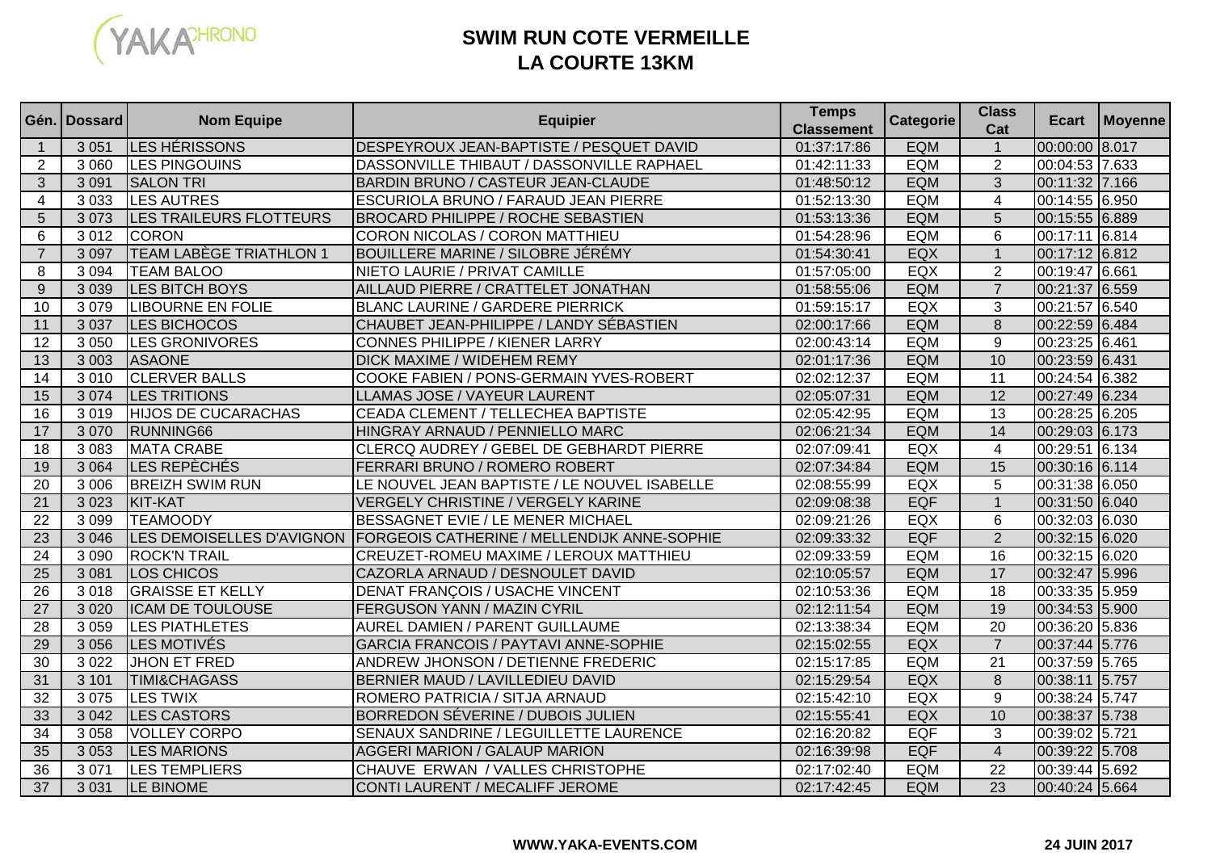# SWIM RUN COTE VERMEILLE
## LA COURTE 13KM

| Gén. | Dossard | Nom Equipe | Equipier | Temps Classement | Categorie | Class Cat | Ecart | Moyenne |
|---|---|---|---|---|---|---|---|---|
| 1 | 3 051 | LES HÉRISSONS | DESPEYROUX JEAN-BAPTISTE / PESQUET DAVID | 01:37:17:86 | EQM | 1 | 00:00:00 | 8.017 |
| 2 | 3 060 | LES PINGOUINS | DASSONVILLE THIBAUT / DASSONVILLE RAPHAEL | 01:42:11:33 | EQM | 2 | 00:04:53 | 7.633 |
| 3 | 3 091 | SALON TRI | BARDIN BRUNO / CASTEUR JEAN-CLAUDE | 01:48:50:12 | EQM | 3 | 00:11:32 | 7.166 |
| 4 | 3 033 | LES AUTRES | ESCURIOLA BRUNO / FARAUD JEAN PIERRE | 01:52:13:30 | EQM | 4 | 00:14:55 | 6.950 |
| 5 | 3 073 | LES TRAILEURS FLOTTEURS | BROCARD PHILIPPE / ROCHE SEBASTIEN | 01:53:13:36 | EQM | 5 | 00:15:55 | 6.889 |
| 6 | 3 012 | CORON | CORON NICOLAS / CORON MATTHIEU | 01:54:28:96 | EQM | 6 | 00:17:11 | 6.814 |
| 7 | 3 097 | TEAM LABÈGE TRIATHLON 1 | BOUILLERE MARINE / SILOBRE JÉRÉMY | 01:54:30:41 | EQX | 1 | 00:17:12 | 6.812 |
| 8 | 3 094 | TEAM BALOO | NIETO LAURIE / PRIVAT CAMILLE | 01:57:05:00 | EQX | 2 | 00:19:47 | 6.661 |
| 9 | 3 039 | LES BITCH BOYS | AILLAUD PIERRE / CRATTELET JONATHAN | 01:58:55:06 | EQM | 7 | 00:21:37 | 6.559 |
| 10 | 3 079 | LIBOURNE EN FOLIE | BLANC LAURINE / GARDERE PIERRICK | 01:59:15:17 | EQX | 3 | 00:21:57 | 6.540 |
| 11 | 3 037 | LES BICHOCOS | CHAUBET JEAN-PHILIPPE / LANDY SÉBASTIEN | 02:00:17:66 | EQM | 8 | 00:22:59 | 6.484 |
| 12 | 3 050 | LES GRONIVORES | CONNES PHILIPPE / KIENER LARRY | 02:00:43:14 | EQM | 9 | 00:23:25 | 6.461 |
| 13 | 3 003 | ASAONE | DICK MAXIME / WIDEHEM REMY | 02:01:17:36 | EQM | 10 | 00:23:59 | 6.431 |
| 14 | 3 010 | CLERVER BALLS | COOKE FABIEN / PONS-GERMAIN YVES-ROBERT | 02:02:12:37 | EQM | 11 | 00:24:54 | 6.382 |
| 15 | 3 074 | LES TRITIONS | LLAMAS JOSE / VAYEUR LAURENT | 02:05:07:31 | EQM | 12 | 00:27:49 | 6.234 |
| 16 | 3 019 | HIJOS DE CUCARACHAS | CEADA CLEMENT / TELLECHEA BAPTISTE | 02:05:42:95 | EQM | 13 | 00:28:25 | 6.205 |
| 17 | 3 070 | RUNNING66 | HINGRAY ARNAUD / PENNIELLO MARC | 02:06:21:34 | EQM | 14 | 00:29:03 | 6.173 |
| 18 | 3 083 | MATA CRABE | CLERCQ AUDREY / GEBEL DE GEBHARDT PIERRE | 02:07:09:41 | EQX | 4 | 00:29:51 | 6.134 |
| 19 | 3 064 | LES REPÈCHÉS | FERRARI BRUNO / ROMERO ROBERT | 02:07:34:84 | EQM | 15 | 00:30:16 | 6.114 |
| 20 | 3 006 | BREIZH SWIM RUN | LE NOUVEL JEAN BAPTISTE / LE NOUVEL ISABELLE | 02:08:55:99 | EQX | 5 | 00:31:38 | 6.050 |
| 21 | 3 023 | KIT-KAT | VERGELY CHRISTINE / VERGELY KARINE | 02:09:08:38 | EQF | 1 | 00:31:50 | 6.040 |
| 22 | 3 099 | TEAMOODY | BESSAGNET EVIE / LE MENER MICHAEL | 02:09:21:26 | EQX | 6 | 00:32:03 | 6.030 |
| 23 | 3 046 | LES DEMOISELLES D'AVIGNON | FORGEOIS CATHERINE / MELLENDIJK ANNE-SOPHIE | 02:09:33:32 | EQF | 2 | 00:32:15 | 6.020 |
| 24 | 3 090 | ROCK'N TRAIL | CREUZET-ROMEU MAXIME / LEROUX MATTHIEU | 02:09:33:59 | EQM | 16 | 00:32:15 | 6.020 |
| 25 | 3 081 | LOS CHICOS | CAZORLA ARNAUD / DESNOULET DAVID | 02:10:05:57 | EQM | 17 | 00:32:47 | 5.996 |
| 26 | 3 018 | GRAISSE ET KELLY | DENAT FRANÇOIS / USACHE VINCENT | 02:10:53:36 | EQM | 18 | 00:33:35 | 5.959 |
| 27 | 3 020 | ICAM DE TOULOUSE | FERGUSON YANN / MAZIN CYRIL | 02:12:11:54 | EQM | 19 | 00:34:53 | 5.900 |
| 28 | 3 059 | LES PIATHLETES | AUREL DAMIEN / PARENT GUILLAUME | 02:13:38:34 | EQM | 20 | 00:36:20 | 5.836 |
| 29 | 3 056 | LES MOTIVÉS | GARCIA FRANCOIS / PAYTAVI ANNE-SOPHIE | 02:15:02:55 | EQX | 7 | 00:37:44 | 5.776 |
| 30 | 3 022 | JHON ET FRED | ANDREW JHONSON / DETIENNE FREDERIC | 02:15:17:85 | EQM | 21 | 00:37:59 | 5.765 |
| 31 | 3 101 | TIMI&CHAGASS | BERNIER MAUD / LAVILLEDIEU DAVID | 02:15:29:54 | EQX | 8 | 00:38:11 | 5.757 |
| 32 | 3 075 | LES TWIX | ROMERO PATRICIA / SITJA ARNAUD | 02:15:42:10 | EQX | 9 | 00:38:24 | 5.747 |
| 33 | 3 042 | LES CASTORS | BORREDON SÉVERINE / DUBOIS JULIEN | 02:15:55:41 | EQX | 10 | 00:38:37 | 5.738 |
| 34 | 3 058 | VOLLEY CORPO | SENAUX SANDRINE / LEGUILLETTE LAURENCE | 02:16:20:82 | EQF | 3 | 00:39:02 | 5.721 |
| 35 | 3 053 | LES MARIONS | AGGERI MARION / GALAUP MARION | 02:16:39:98 | EQF | 4 | 00:39:22 | 5.708 |
| 36 | 3 071 | LES TEMPLIERS | CHAUVE ERWAN / VALLES CHRISTOPHE | 02:17:02:40 | EQM | 22 | 00:39:44 | 5.692 |
| 37 | 3 031 | LE BINOME | CONTI LAURENT / MECALIFF JEROME | 02:17:42:45 | EQM | 23 | 00:40:24 | 5.664 |

WWW.YAKA-EVENTS.COM

24 JUIN 2017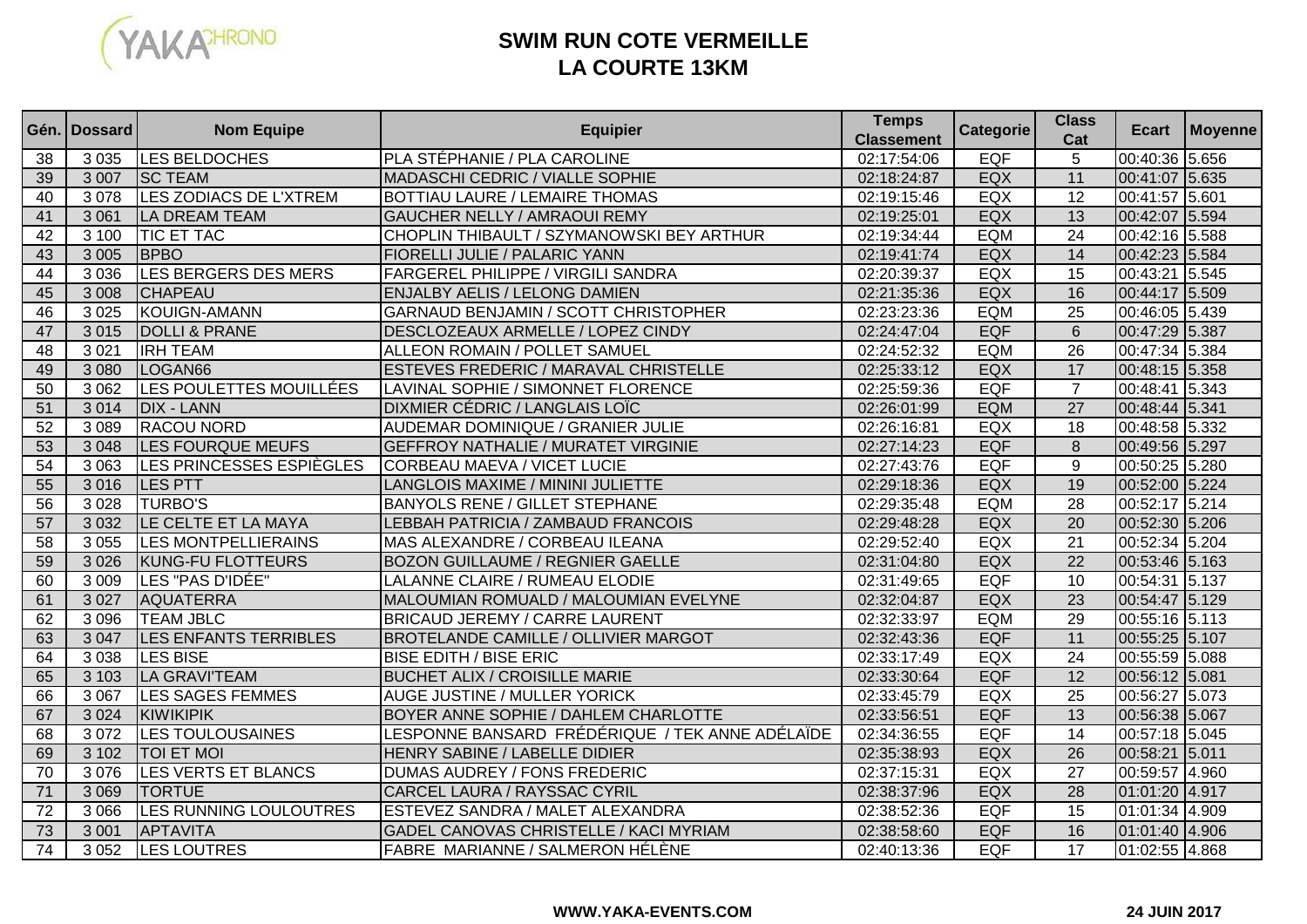# SWIM RUN COTE VERMEILLE
## LA COURTE 13KM

| Gén. | Dossard | Nom Equipe | Equipier | Temps Classement | Categorie | Class Cat | Ecart | Moyenne |
|---|---|---|---|---|---|---|---|---|
| 38 | 3 035 | LES BELDOCHES | PLA STÉPHANIE / PLA CAROLINE | 02:17:54:06 | EQF | 5 | 00:40:36 | 5.656 |
| 39 | 3 007 | SC TEAM | MADASCHI CEDRIC / VIALLE SOPHIE | 02:18:24:87 | EQX | 11 | 00:41:07 | 5.635 |
| 40 | 3 078 | LES ZODIACS DE L'XTREM | BOTTIAU LAURE / LEMAIRE THOMAS | 02:19:15:46 | EQX | 12 | 00:41:57 | 5.601 |
| 41 | 3 061 | LA DREAM TEAM | GAUCHER NELLY / AMRAOUI REMY | 02:19:25:01 | EQX | 13 | 00:42:07 | 5.594 |
| 42 | 3 100 | TIC ET TAC | CHOPLIN THIBAULT / SZYMANOWSKI BEY ARTHUR | 02:19:34:44 | EQM | 24 | 00:42:16 | 5.588 |
| 43 | 3 005 | BPBO | FIORELLI JULIE / PALARIC YANN | 02:19:41:74 | EQX | 14 | 00:42:23 | 5.584 |
| 44 | 3 036 | LES BERGERS DES MERS | FARGEREL PHILIPPE / VIRGILI SANDRA | 02:20:39:37 | EQX | 15 | 00:43:21 | 5.545 |
| 45 | 3 008 | CHAPEAU | ENJALBY AELIS / LELONG DAMIEN | 02:21:35:36 | EQX | 16 | 00:44:17 | 5.509 |
| 46 | 3 025 | KOUIGN-AMANN | GARNAUD BENJAMIN / SCOTT CHRISTOPHER | 02:23:23:36 | EQM | 25 | 00:46:05 | 5.439 |
| 47 | 3 015 | DOLLI & PRANE | DESCLOZEAUX ARMELLE / LOPEZ CINDY | 02:24:47:04 | EQF | 6 | 00:47:29 | 5.387 |
| 48 | 3 021 | IRH TEAM | ALLEON ROMAIN / POLLET SAMUEL | 02:24:52:32 | EQM | 26 | 00:47:34 | 5.384 |
| 49 | 3 080 | LOGAN66 | ESTEVES FREDERIC / MARAVAL CHRISTELLE | 02:25:33:12 | EQX | 17 | 00:48:15 | 5.358 |
| 50 | 3 062 | LES POULETTES MOUILLÉES | LAVINAL SOPHIE / SIMONNET FLORENCE | 02:25:59:36 | EQF | 7 | 00:48:41 | 5.343 |
| 51 | 3 014 | DIX - LANN | DIXMIER CÉDRIC / LANGLAIS LOÏC | 02:26:01:99 | EQM | 27 | 00:48:44 | 5.341 |
| 52 | 3 089 | RACOU NORD | AUDEMAR DOMINIQUE / GRANIER JULIE | 02:26:16:81 | EQX | 18 | 00:48:58 | 5.332 |
| 53 | 3 048 | LES FOURQUE MEUFS | GEFFROY NATHALIE / MURATET VIRGINIE | 02:27:14:23 | EQF | 8 | 00:49:56 | 5.297 |
| 54 | 3 063 | LES PRINCESSES ESPIÈGLES | CORBEAU MAEVA / VICET LUCIE | 02:27:43:76 | EQF | 9 | 00:50:25 | 5.280 |
| 55 | 3 016 | LES PTT | LANGLOIS MAXIME / MININI JULIETTE | 02:29:18:36 | EQX | 19 | 00:52:00 | 5.224 |
| 56 | 3 028 | TURBO'S | BANYOLS RENE / GILLET STEPHANE | 02:29:35:48 | EQM | 28 | 00:52:17 | 5.214 |
| 57 | 3 032 | LE CELTE ET LA MAYA | LEBBAH PATRICIA / ZAMBAUD FRANCOIS | 02:29:48:28 | EQX | 20 | 00:52:30 | 5.206 |
| 58 | 3 055 | LES MONTPELLIERAINS | MAS ALEXANDRE / CORBEAU ILEANA | 02:29:52:40 | EQX | 21 | 00:52:34 | 5.204 |
| 59 | 3 026 | KUNG-FU FLOTTEURS | BOZON GUILLAUME / REGNIER GAELLE | 02:31:04:80 | EQX | 22 | 00:53:46 | 5.163 |
| 60 | 3 009 | LES "PAS D'IDÉE" | LALANNE CLAIRE / RUMEAU ELODIE | 02:31:49:65 | EQF | 10 | 00:54:31 | 5.137 |
| 61 | 3 027 | AQUATERRA | MALOUMIAN ROMUALD / MALOUMIAN EVELYNE | 02:32:04:87 | EQX | 23 | 00:54:47 | 5.129 |
| 62 | 3 096 | TEAM JBLC | BRICAUD JEREMY / CARRE LAURENT | 02:32:33:97 | EQM | 29 | 00:55:16 | 5.113 |
| 63 | 3 047 | LES ENFANTS TERRIBLES | BROTELANDE CAMILLE / OLLIVIER MARGOT | 02:32:43:36 | EQF | 11 | 00:55:25 | 5.107 |
| 64 | 3 038 | LES BISE | BISE EDITH / BISE ERIC | 02:33:17:49 | EQX | 24 | 00:55:59 | 5.088 |
| 65 | 3 103 | LA GRAVI'TEAM | BUCHET ALIX / CROISILLE MARIE | 02:33:30:64 | EQF | 12 | 00:56:12 | 5.081 |
| 66 | 3 067 | LES SAGES FEMMES | AUGE JUSTINE / MULLER YORICK | 02:33:45:79 | EQX | 25 | 00:56:27 | 5.073 |
| 67 | 3 024 | KIWIKIPIK | BOYER ANNE SOPHIE / DAHLEM CHARLOTTE | 02:33:56:51 | EQF | 13 | 00:56:38 | 5.067 |
| 68 | 3 072 | LES TOULOUSAINES | LESPONNE BANSARD FRÉDÉRIQUE / TEK ANNE ADÉLAÏDE | 02:34:36:55 | EQF | 14 | 00:57:18 | 5.045 |
| 69 | 3 102 | TOI ET MOI | HENRY SABINE / LABELLE DIDIER | 02:35:38:93 | EQX | 26 | 00:58:21 | 5.011 |
| 70 | 3 076 | LES VERTS ET BLANCS | DUMAS AUDREY / FONS FREDERIC | 02:37:15:31 | EQX | 27 | 00:59:57 | 4.960 |
| 71 | 3 069 | TORTUE | CARCEL LAURA / RAYSSAC CYRIL | 02:38:37:96 | EQX | 28 | 01:01:20 | 4.917 |
| 72 | 3 066 | LES RUNNING LOULOUTRES | ESTEVEZ SANDRA / MALET ALEXANDRA | 02:38:52:36 | EQF | 15 | 01:01:34 | 4.909 |
| 73 | 3 001 | APTAVITA | GADEL CANOVAS CHRISTELLE / KACI MYRIAM | 02:38:58:60 | EQF | 16 | 01:01:40 | 4.906 |
| 74 | 3 052 | LES LOUTRES | FABRE MARIANNE / SALMERON HÉLÈNE | 02:40:13:36 | EQF | 17 | 01:02:55 | 4.868 |

**WWW.YAKA-EVENTS.COM** **24 JUIN 2017**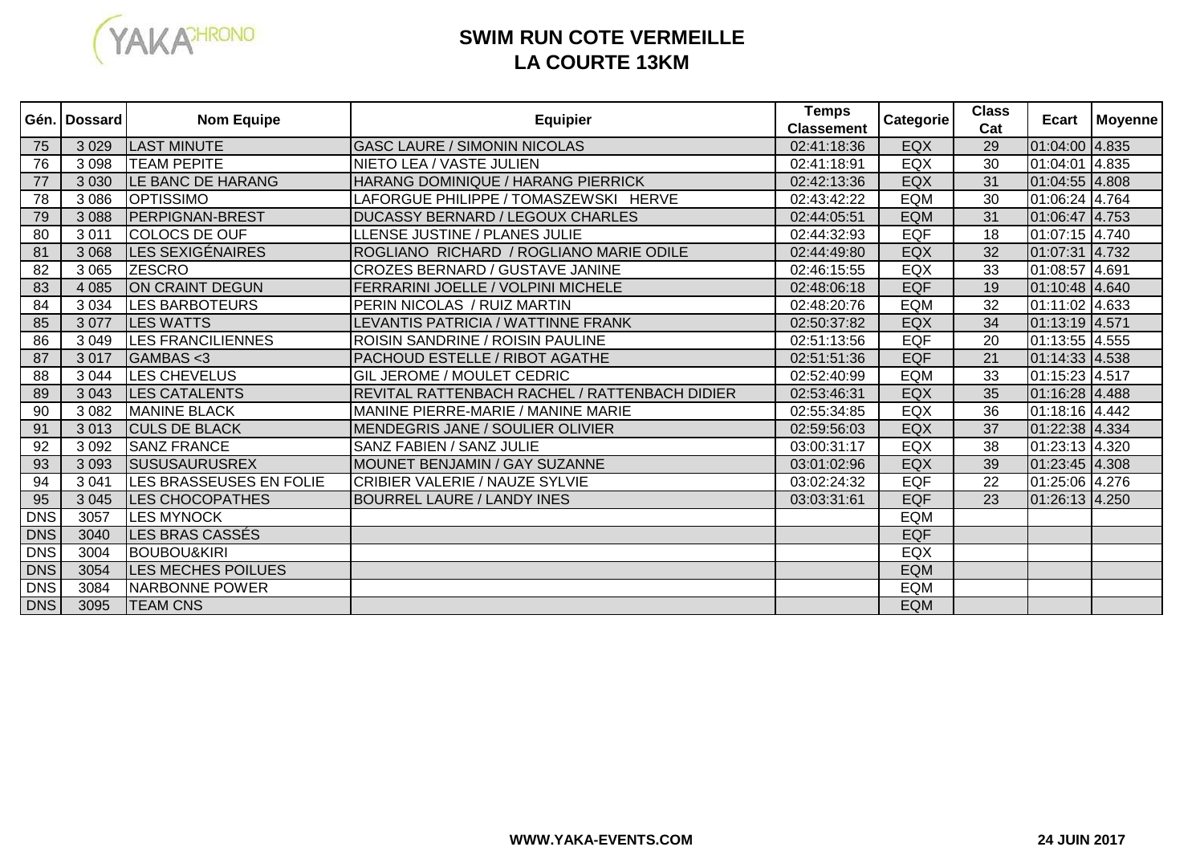# SWIM RUN COTE VERMEILLE
## LA COURTE 13KM

| Gén. | Dossard | Nom Equipe | Equipier | Temps Classement | Categorie | Class Cat | Ecart | Moyenne |
|---|---|---|---|---|---|---|---|---|
| 75 | 3 029 | LAST MINUTE | GASC LAURE / SIMONIN NICOLAS | 02:41:18:36 | EQX | 29 | 01:04:00 | 4.835 |
| 76 | 3 098 | TEAM PEPITE | NIETO LEA / VASTE JULIEN | 02:41:18:91 | EQX | 30 | 01:04:01 | 4.835 |
| 77 | 3 030 | LE BANC DE HARANG | HARANG DOMINIQUE / HARANG PIERRICK | 02:42:13:36 | EQX | 31 | 01:04:55 | 4.808 |
| 78 | 3 086 | OPTISSIMO | LAFORGUE PHILIPPE / TOMASZEWSKI HERVE | 02:43:42:22 | EQM | 30 | 01:06:24 | 4.764 |
| 79 | 3 088 | PERPIGNAN-BREST | DUCASSY BERNARD / LEGOUX CHARLES | 02:44:05:51 | EQM | 31 | 01:06:47 | 4.753 |
| 80 | 3 011 | COLOCS DE OUF | LLENSE JUSTINE / PLANES JULIE | 02:44:32:93 | EQF | 18 | 01:07:15 | 4.740 |
| 81 | 3 068 | LES SEXIGÉNAIRES | ROGLIANO RICHARD / ROGLIANO MARIE ODILE | 02:44:49:80 | EQX | 32 | 01:07:31 | 4.732 |
| 82 | 3 065 | ZESCRO | CROZES BERNARD / GUSTAVE JANINE | 02:46:15:55 | EQX | 33 | 01:08:57 | 4.691 |
| 83 | 4 085 | ON CRAINT DEGUN | FERRARINI JOELLE / VOLPINI MICHELE | 02:48:06:18 | EQF | 19 | 01:10:48 | 4.640 |
| 84 | 3 034 | LES BARBOTEURS | PERIN NICOLAS / RUIZ MARTIN | 02:48:20:76 | EQM | 32 | 01:11:02 | 4.633 |
| 85 | 3 077 | LES WATTS | LEVANTIS PATRICIA / WATTINNE FRANK | 02:50:37:82 | EQX | 34 | 01:13:19 | 4.571 |
| 86 | 3 049 | LES FRANCILIENNES | ROISIN SANDRINE / ROISIN PAULINE | 02:51:13:56 | EQF | 20 | 01:13:55 | 4.555 |
| 87 | 3 017 | GAMBAS <3 | PACHOUD ESTELLE / RIBOT AGATHE | 02:51:51:36 | EQF | 21 | 01:14:33 | 4.538 |
| 88 | 3 044 | LES CHEVELUS | GIL JEROME / MOULET CEDRIC | 02:52:40:99 | EQM | 33 | 01:15:23 | 4.517 |
| 89 | 3 043 | LES CATALENTS | REVITAL RATTENBACH RACHEL / RATTENBACH DIDIER | 02:53:46:31 | EQX | 35 | 01:16:28 | 4.488 |
| 90 | 3 082 | MANINE BLACK | MANINE PIERRE-MARIE / MANINE MARIE | 02:55:34:85 | EQX | 36 | 01:18:16 | 4.442 |
| 91 | 3 013 | CULS DE BLACK | MENDEGRIS JANE / SOULIER OLIVIER | 02:59:56:03 | EQX | 37 | 01:22:38 | 4.334 |
| 92 | 3 092 | SANZ FRANCE | SANZ FABIEN / SANZ JULIE | 03:00:31:17 | EQX | 38 | 01:23:13 | 4.320 |
| 93 | 3 093 | SUSUSAURUSREX | MOUNET BENJAMIN / GAY SUZANNE | 03:01:02:96 | EQX | 39 | 01:23:45 | 4.308 |
| 94 | 3 041 | LES BRASSEUSES EN FOLIE | CRIBIER VALERIE / NAUZE SYLVIE | 03:02:24:32 | EQF | 22 | 01:25:06 | 4.276 |
| 95 | 3 045 | LES CHOCOPATHES | BOURREL LAURE / LANDY INES | 03:03:31:61 | EQF | 23 | 01:26:13 | 4.250 |
| DNS | 3057 | LES MYNOCK | | | EQM | | | |
| DNS | 3040 | LES BRAS CASSÉS | | | EQF | | | |
| DNS | 3004 | BOUBOU&KIRI | | | EQX | | | |
| DNS | 3054 | LES MECHES POILUES | | | EQM | | | |
| DNS | 3084 | NARBONNE POWER | | | EQM | | | |
| DNS | 3095 | TEAM CNS | | | EQM | | | |

**WWW.YAKA-EVENTS.COM** **24 JUIN 2017**